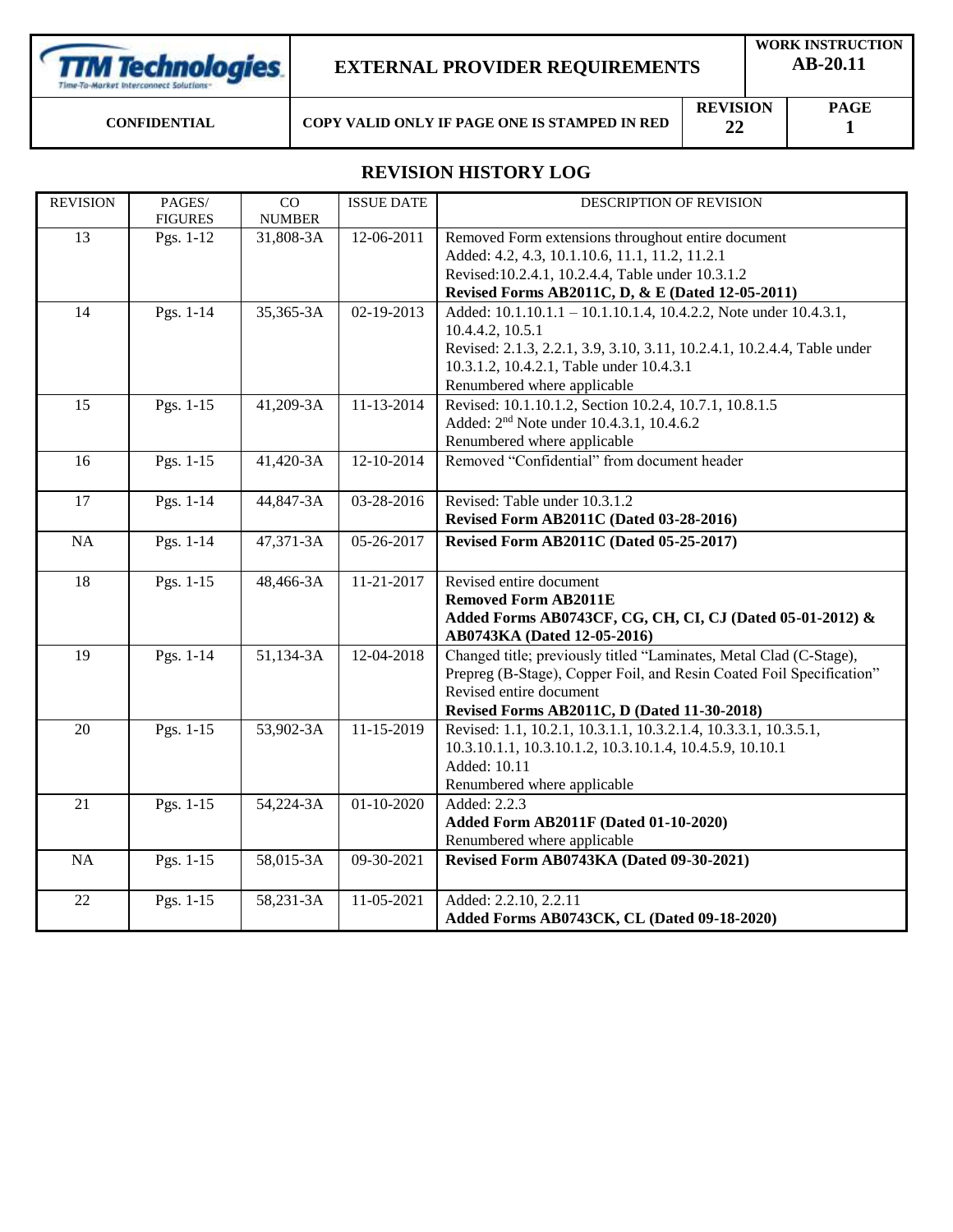## REVISION HISTORY LOG

| REVISION | PAGES/ FIGURES | CO NUMBER | ISSUE DATE | DESCRIPTION OF REVISION |
|---|---|---|---|---|
| 13 | Pgs. 1-12 | 31,808-3A | 12-06-2011 | Removed Form extensions throughout entire document<br>Added: 4.2, 4.3, 10.1.10.6, 11.1, 11.2, 11.2.1<br>Revised:10.2.4.1, 10.2.4.4, Table under 10.3.1.2<br>**Revised Forms AB2011C, D, & E (Dated 12-05-2011)** |
| 14 | Pgs. 1-14 | 35,365-3A | 02-19-2013 | Added: 10.1.10.1.1 – 10.1.10.1.4, 10.4.2.2, Note under 10.4.3.1, 10.4.4.2, 10.5.1<br>Revised: 2.1.3, 2.2.1, 3.9, 3.10, 3.11, 10.2.4.1, 10.2.4.4, Table under 10.3.1.2, 10.4.2.1, Table under 10.4.3.1<br>Renumbered where applicable |
| 15 | Pgs. 1-15 | 41,209-3A | 11-13-2014 | Revised: 10.1.10.1.2, Section 10.2.4, 10.7.1, 10.8.1.5<br>Added: 2nd Note under 10.4.3.1, 10.4.6.2<br>Renumbered where applicable |
| 16 | Pgs. 1-15 | 41,420-3A | 12-10-2014 | Removed "Confidential" from document header |
| 17 | Pgs. 1-14 | 44,847-3A | 03-28-2016 | Revised: Table under 10.3.1.2<br>**Revised Form AB2011C (Dated 03-28-2016)** |
| NA | Pgs. 1-14 | 47,371-3A | 05-26-2017 | **Revised Form AB2011C (Dated 05-25-2017)** |
| 18 | Pgs. 1-15 | 48,466-3A | 11-21-2017 | Revised entire document<br>**Removed Form AB2011E**<br>**Added Forms AB0743CF, CG, CH, CI, CJ (Dated 05-01-2012) & AB0743KA (Dated 12-05-2016)** |
| 19 | Pgs. 1-14 | 51,134-3A | 12-04-2018 | Changed title; previously titled "Laminates, Metal Clad (C-Stage), Prepreg (B-Stage), Copper Foil, and Resin Coated Foil Specification"<br>Revised entire document<br>**Revised Forms AB2011C, D (Dated 11-30-2018)** |
| 20 | Pgs. 1-15 | 53,902-3A | 11-15-2019 | Revised: 1.1, 10.2.1, 10.3.1.1, 10.3.2.1.4, 10.3.3.1, 10.3.5.1, 10.3.10.1.1, 10.3.10.1.2, 10.3.10.1.4, 10.4.5.9, 10.10.1<br>Added: 10.11<br>Renumbered where applicable |
| 21 | Pgs. 1-15 | 54,224-3A | 01-10-2020 | Added: 2.2.3<br>**Added Form AB2011F (Dated 01-10-2020)**<br>Renumbered where applicable |
| NA | Pgs. 1-15 | 58,015-3A | 09-30-2021 | **Revised Form AB0743KA (Dated 09-30-2021)** |
| 22 | Pgs. 1-15 | 58,231-3A | 11-05-2021 | Added: 2.2.10, 2.2.11<br>**Added Forms AB0743CK, CL (Dated 09-18-2020)** |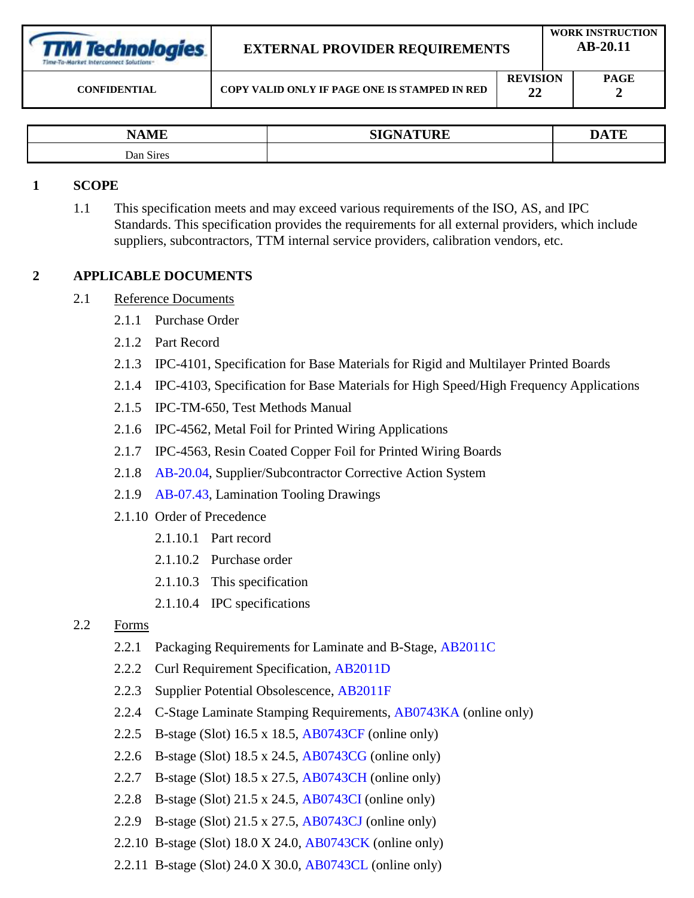| NAME | SIGNATURE | DATE |
|---|---|---|
| Dan Sires | | |

## 1 SCOPE

1.1 This specification meets and may exceed various requirements of the ISO, AS, and IPC Standards. This specification provides the requirements for all external providers, which include suppliers, subcontractors, TTM internal service providers, calibration vendors, etc.

## 2 APPLICABLE DOCUMENTS

2.1 Reference Documents

- 2.1.1 Purchase Order
- 2.1.2 Part Record
- 2.1.3 IPC-4101, Specification for Base Materials for Rigid and Multilayer Printed Boards
- 2.1.4 IPC-4103, Specification for Base Materials for High Speed/High Frequency Applications
- 2.1.5 IPC-TM-650, Test Methods Manual
- 2.1.6 IPC-4562, Metal Foil for Printed Wiring Applications
- 2.1.7 IPC-4563, Resin Coated Copper Foil for Printed Wiring Boards
- 2.1.8 AB-20.04, Supplier/Subcontractor Corrective Action System
- 2.1.9 AB-07.43, Lamination Tooling Drawings
- 2.1.10 Order of Precedence
  - 2.1.10.1 Part record
  - 2.1.10.2 Purchase order
  - 2.1.10.3 This specification
  - 2.1.10.4 IPC specifications

2.2 Forms

- 2.2.1 Packaging Requirements for Laminate and B-Stage, AB2011C
- 2.2.2 Curl Requirement Specification, AB2011D
- 2.2.3 Supplier Potential Obsolescence, AB2011F
- 2.2.4 C-Stage Laminate Stamping Requirements, AB0743KA (online only)
- 2.2.5 B-stage (Slot) 16.5 x 18.5, AB0743CF (online only)
- 2.2.6 B-stage (Slot) 18.5 x 24.5, AB0743CG (online only)
- 2.2.7 B-stage (Slot) 18.5 x 27.5, AB0743CH (online only)
- 2.2.8 B-stage (Slot) 21.5 x 24.5, AB0743CI (online only)
- 2.2.9 B-stage (Slot) 21.5 x 27.5, AB0743CJ (online only)
- 2.2.10 B-stage (Slot) 18.0 X 24.0, AB0743CK (online only)
- 2.2.11 B-stage (Slot) 24.0 X 30.0, AB0743CL (online only)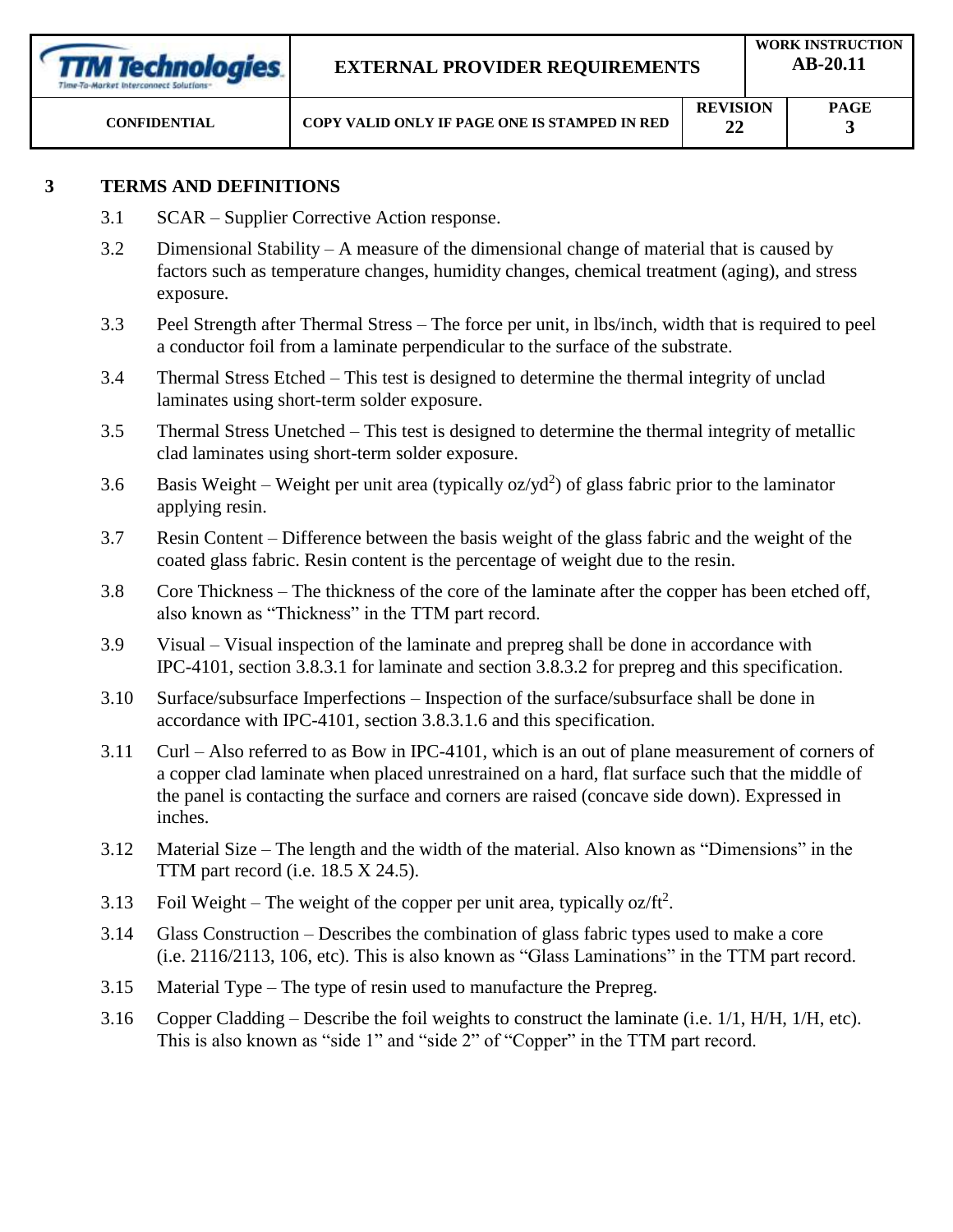## 3 TERMS AND DEFINITIONS

3.1 SCAR – Supplier Corrective Action response.

3.2 Dimensional Stability – A measure of the dimensional change of material that is caused by factors such as temperature changes, humidity changes, chemical treatment (aging), and stress exposure.

3.3 Peel Strength after Thermal Stress – The force per unit, in lbs/inch, width that is required to peel a conductor foil from a laminate perpendicular to the surface of the substrate.

3.4 Thermal Stress Etched – This test is designed to determine the thermal integrity of unclad laminates using short-term solder exposure.

3.5 Thermal Stress Unetched – This test is designed to determine the thermal integrity of metallic clad laminates using short-term solder exposure.

3.6 Basis Weight – Weight per unit area (typically $oz/yd^2$) of glass fabric prior to the laminator applying resin.

3.7 Resin Content – Difference between the basis weight of the glass fabric and the weight of the coated glass fabric. Resin content is the percentage of weight due to the resin.

3.8 Core Thickness – The thickness of the core of the laminate after the copper has been etched off, also known as "Thickness" in the TTM part record.

3.9 Visual – Visual inspection of the laminate and prepreg shall be done in accordance with IPC-4101, section 3.8.3.1 for laminate and section 3.8.3.2 for prepreg and this specification.

3.10 Surface/subsurface Imperfections – Inspection of the surface/subsurface shall be done in accordance with IPC-4101, section 3.8.3.1.6 and this specification.

3.11 Curl – Also referred to as Bow in IPC-4101, which is an out of plane measurement of corners of a copper clad laminate when placed unrestrained on a hard, flat surface such that the middle of the panel is contacting the surface and corners are raised (concave side down). Expressed in inches.

3.12 Material Size – The length and the width of the material. Also known as "Dimensions" in the TTM part record (i.e. 18.5 X 24.5).

3.13 Foil Weight – The weight of the copper per unit area, typically $oz/ft^2$.

3.14 Glass Construction – Describes the combination of glass fabric types used to make a core (i.e. 2116/2113, 106, etc). This is also known as "Glass Laminations" in the TTM part record.

3.15 Material Type – The type of resin used to manufacture the Prepreg.

3.16 Copper Cladding – Describe the foil weights to construct the laminate (i.e. 1/1, H/H, 1/H, etc). This is also known as "side 1" and "side 2" of "Copper" in the TTM part record.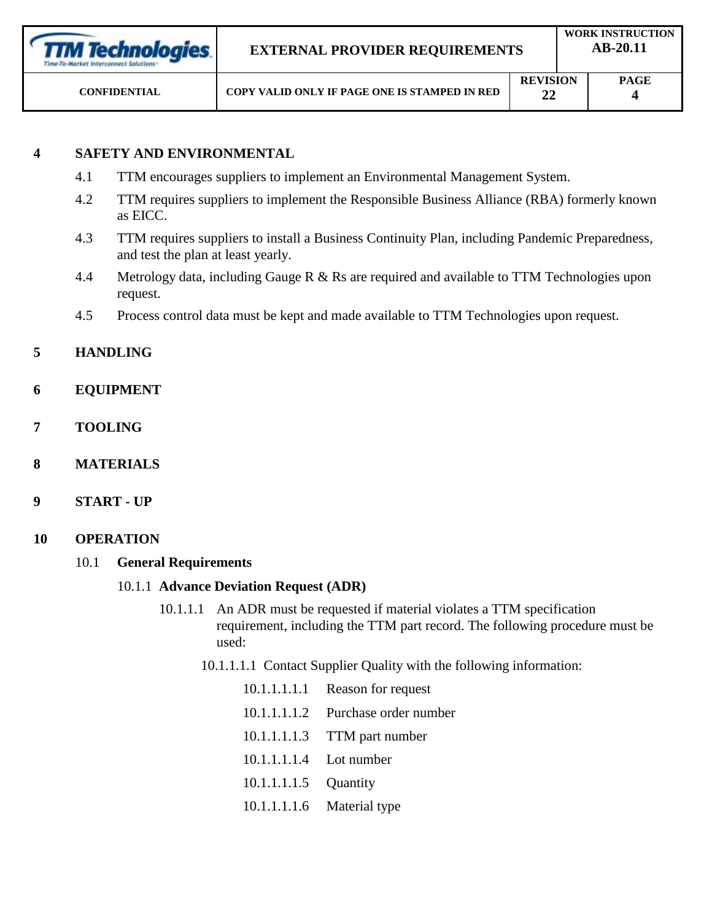## 4 SAFETY AND ENVIRONMENTAL

4.1 TTM encourages suppliers to implement an Environmental Management System.

4.2 TTM requires suppliers to implement the Responsible Business Alliance (RBA) formerly known as EICC.

4.3 TTM requires suppliers to install a Business Continuity Plan, including Pandemic Preparedness, and test the plan at least yearly.

4.4 Metrology data, including Gauge R & Rs are required and available to TTM Technologies upon request.

4.5 Process control data must be kept and made available to TTM Technologies upon request.

## 5 HANDLING

## 6 EQUIPMENT

## 7 TOOLING

## 8 MATERIALS

## 9 START - UP

## 10 OPERATION

### 10.1 General Requirements

#### 10.1.1 Advance Deviation Request (ADR)

10.1.1.1 An ADR must be requested if material violates a TTM specification requirement, including the TTM part record. The following procedure must be used:

10.1.1.1.1 Contact Supplier Quality with the following information:

10.1.1.1.1.1 Reason for request

10.1.1.1.1.2 Purchase order number

10.1.1.1.1.3 TTM part number

10.1.1.1.1.4 Lot number

10.1.1.1.1.5 Quantity

10.1.1.1.1.6 Material type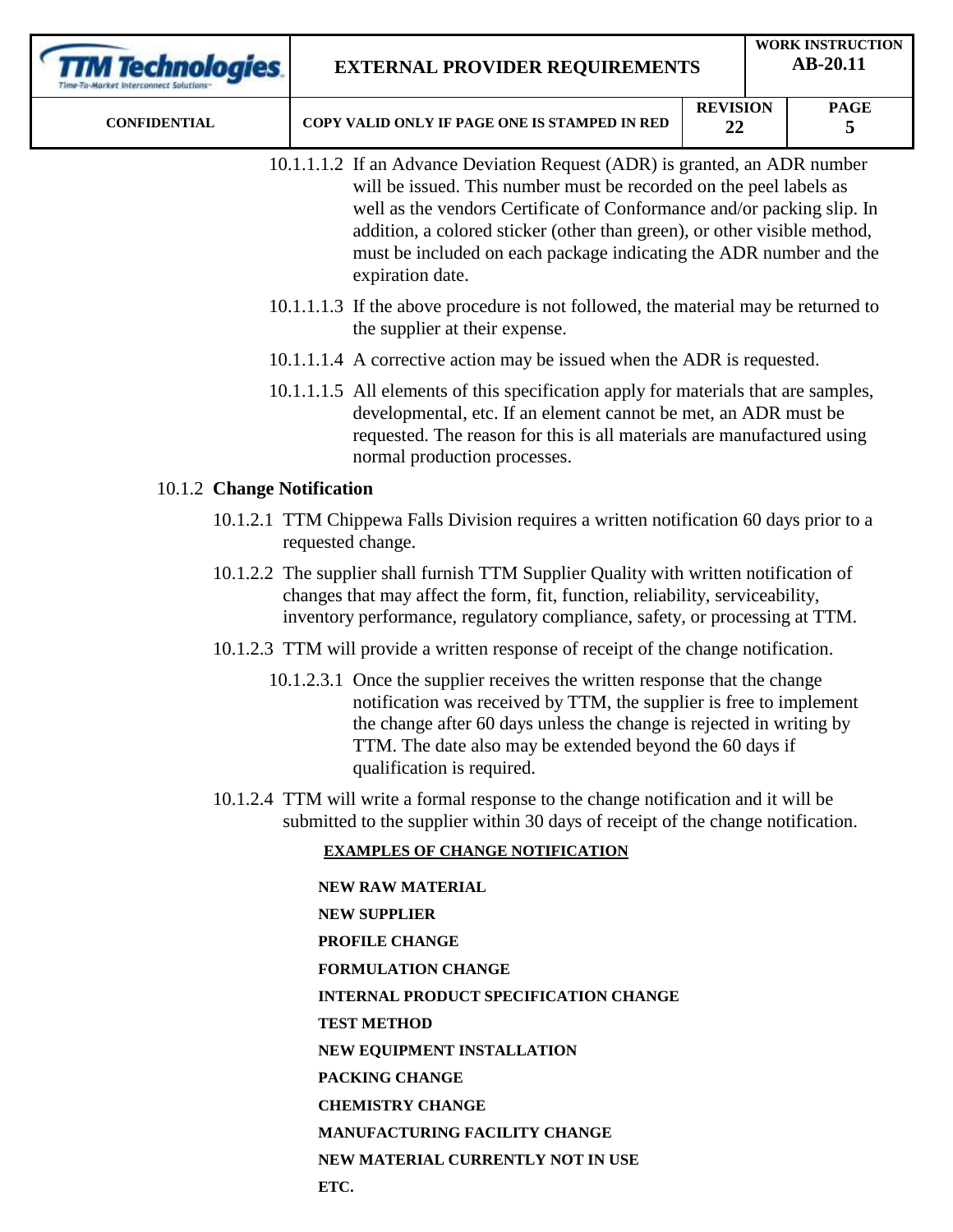10.1.1.1.2 If an Advance Deviation Request (ADR) is granted, an ADR number will be issued. This number must be recorded on the peel labels as well as the vendors Certificate of Conformance and/or packing slip. In addition, a colored sticker (other than green), or other visible method, must be included on each package indicating the ADR number and the expiration date.

10.1.1.1.3 If the above procedure is not followed, the material may be returned to the supplier at their expense.

10.1.1.1.4 A corrective action may be issued when the ADR is requested.

10.1.1.1.5 All elements of this specification apply for materials that are samples, developmental, etc. If an element cannot be met, an ADR must be requested. The reason for this is all materials are manufactured using normal production processes.

10.1.2 **Change Notification**

10.1.2.1 TTM Chippewa Falls Division requires a written notification 60 days prior to a requested change.

10.1.2.2 The supplier shall furnish TTM Supplier Quality with written notification of changes that may affect the form, fit, function, reliability, serviceability, inventory performance, regulatory compliance, safety, or processing at TTM.

10.1.2.3 TTM will provide a written response of receipt of the change notification.

10.1.2.3.1 Once the supplier receives the written response that the change notification was received by TTM, the supplier is free to implement the change after 60 days unless the change is rejected in writing by TTM. The date also may be extended beyond the 60 days if qualification is required.

10.1.2.4 TTM will write a formal response to the change notification and it will be submitted to the supplier within 30 days of receipt of the change notification.

**EXAMPLES OF CHANGE NOTIFICATION**

**NEW RAW MATERIAL**

**NEW SUPPLIER**

**PROFILE CHANGE**

**FORMULATION CHANGE**

**INTERNAL PRODUCT SPECIFICATION CHANGE**

**TEST METHOD**

**NEW EQUIPMENT INSTALLATION**

**PACKING CHANGE**

**CHEMISTRY CHANGE**

**MANUFACTURING FACILITY CHANGE**

**NEW MATERIAL CURRENTLY NOT IN USE**

**ETC.**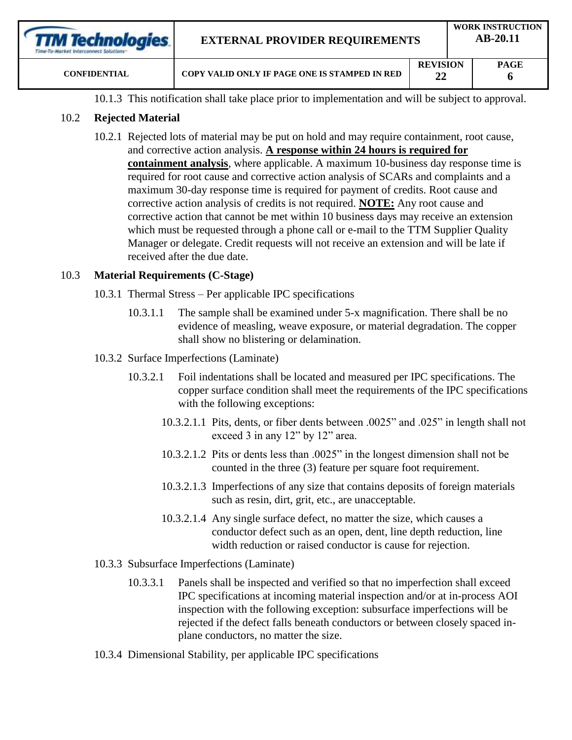10.1.3 This notification shall take place prior to implementation and will be subject to approval.

## 10.2 Rejected Material

10.2.1 Rejected lots of material may be put on hold and may require containment, root cause, and corrective action analysis. **A response within 24 hours is required for containment analysis**, where applicable. A maximum 10-business day response time is required for root cause and corrective action analysis of SCARs and complaints and a maximum 30-day response time is required for payment of credits. Root cause and corrective action analysis of credits is not required. **NOTE:** Any root cause and corrective action that cannot be met within 10 business days may receive an extension which must be requested through a phone call or e-mail to the TTM Supplier Quality Manager or delegate. Credit requests will not receive an extension and will be late if received after the due date.

## 10.3 Material Requirements (C-Stage)

10.3.1 Thermal Stress – Per applicable IPC specifications

10.3.1.1 The sample shall be examined under 5-x magnification. There shall be no evidence of measling, weave exposure, or material degradation. The copper shall show no blistering or delamination.

10.3.2 Surface Imperfections (Laminate)

10.3.2.1 Foil indentations shall be located and measured per IPC specifications. The copper surface condition shall meet the requirements of the IPC specifications with the following exceptions:

10.3.2.1.1 Pits, dents, or fiber dents between .0025" and .025" in length shall not exceed 3 in any 12" by 12" area.

10.3.2.1.2 Pits or dents less than .0025" in the longest dimension shall not be counted in the three (3) feature per square foot requirement.

10.3.2.1.3 Imperfections of any size that contains deposits of foreign materials such as resin, dirt, grit, etc., are unacceptable.

10.3.2.1.4 Any single surface defect, no matter the size, which causes a conductor defect such as an open, dent, line depth reduction, line width reduction or raised conductor is cause for rejection.

10.3.3 Subsurface Imperfections (Laminate)

10.3.3.1 Panels shall be inspected and verified so that no imperfection shall exceed IPC specifications at incoming material inspection and/or at in-process AOI inspection with the following exception: subsurface imperfections will be rejected if the defect falls beneath conductors or between closely spaced in-plane conductors, no matter the size.

10.3.4 Dimensional Stability, per applicable IPC specifications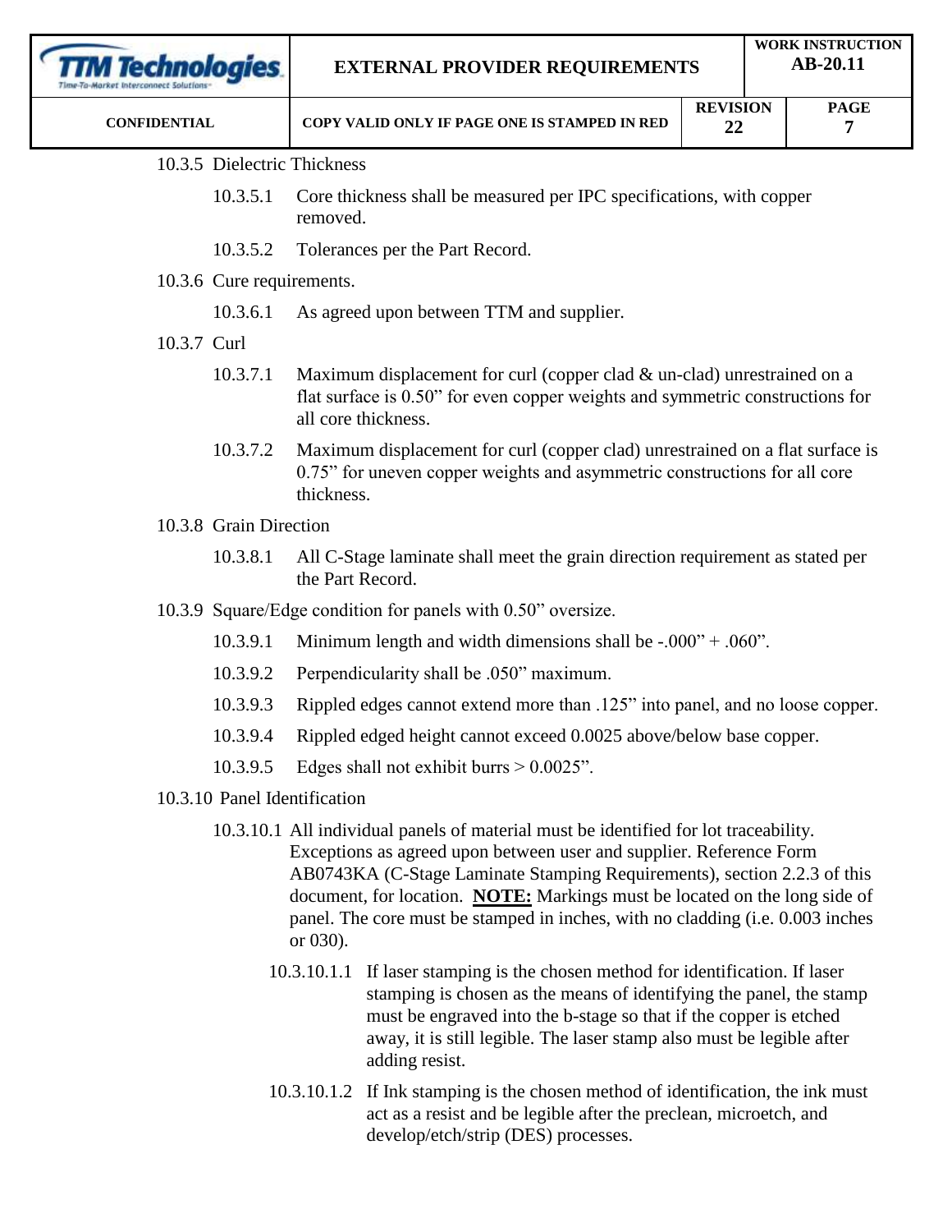10.3.5 Dielectric Thickness

10.3.5.1 Core thickness shall be measured per IPC specifications, with copper removed.

10.3.5.2 Tolerances per the Part Record.

10.3.6 Cure requirements.

10.3.6.1 As agreed upon between TTM and supplier.

10.3.7 Curl

10.3.7.1 Maximum displacement for curl (copper clad & un-clad) unrestrained on a flat surface is 0.50" for even copper weights and symmetric constructions for all core thickness.

10.3.7.2 Maximum displacement for curl (copper clad) unrestrained on a flat surface is 0.75" for uneven copper weights and asymmetric constructions for all core thickness.

10.3.8 Grain Direction

10.3.8.1 All C-Stage laminate shall meet the grain direction requirement as stated per the Part Record.

10.3.9 Square/Edge condition for panels with 0.50" oversize.

10.3.9.1 Minimum length and width dimensions shall be -.000" + .060".

10.3.9.2 Perpendicularity shall be .050" maximum.

10.3.9.3 Rippled edges cannot extend more than .125" into panel, and no loose copper.

10.3.9.4 Rippled edged height cannot exceed 0.0025 above/below base copper.

10.3.9.5 Edges shall not exhibit burrs > 0.0025".

10.3.10 Panel Identification

10.3.10.1 All individual panels of material must be identified for lot traceability. Exceptions as agreed upon between user and supplier. Reference Form AB0743KA (C-Stage Laminate Stamping Requirements), section 2.2.3 of this document, for location. **NOTE:** Markings must be located on the long side of panel. The core must be stamped in inches, with no cladding (i.e. 0.003 inches or 030).

10.3.10.1.1 If laser stamping is the chosen method for identification. If laser stamping is chosen as the means of identifying the panel, the stamp must be engraved into the b-stage so that if the copper is etched away, it is still legible. The laser stamp also must be legible after adding resist.

10.3.10.1.2 If Ink stamping is the chosen method of identification, the ink must act as a resist and be legible after the preclean, microetch, and develop/etch/strip (DES) processes.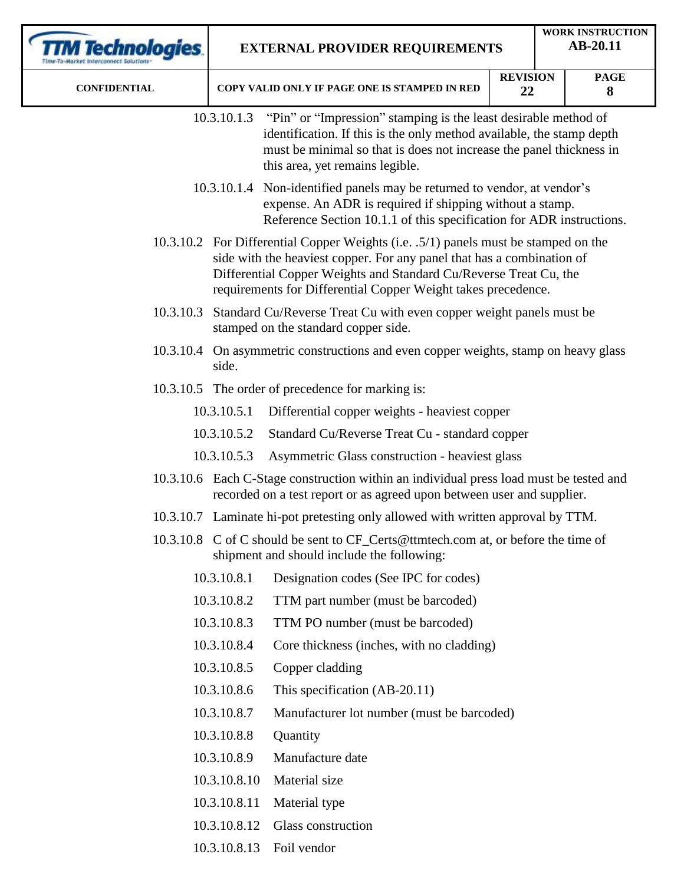10.3.10.1.3 "Pin" or "Impression" stamping is the least desirable method of identification. If this is the only method available, the stamp depth must be minimal so that is does not increase the panel thickness in this area, yet remains legible.

10.3.10.1.4 Non-identified panels may be returned to vendor, at vendor's expense. An ADR is required if shipping without a stamp. Reference Section 10.1.1 of this specification for ADR instructions.

10.3.10.2 For Differential Copper Weights (i.e. .5/1) panels must be stamped on the side with the heaviest copper. For any panel that has a combination of Differential Copper Weights and Standard Cu/Reverse Treat Cu, the requirements for Differential Copper Weight takes precedence.

10.3.10.3 Standard Cu/Reverse Treat Cu with even copper weight panels must be stamped on the standard copper side.

10.3.10.4 On asymmetric constructions and even copper weights, stamp on heavy glass side.

10.3.10.5 The order of precedence for marking is:

10.3.10.5.1 Differential copper weights - heaviest copper

10.3.10.5.2 Standard Cu/Reverse Treat Cu - standard copper

10.3.10.5.3 Asymmetric Glass construction - heaviest glass

10.3.10.6 Each C-Stage construction within an individual press load must be tested and recorded on a test report or as agreed upon between user and supplier.

10.3.10.7 Laminate hi-pot pretesting only allowed with written approval by TTM.

10.3.10.8 C of C should be sent to CF_Certs@ttmtech.com at, or before the time of shipment and should include the following:

10.3.10.8.1 Designation codes (See IPC for codes)

10.3.10.8.2 TTM part number (must be barcoded)

10.3.10.8.3 TTM PO number (must be barcoded)

10.3.10.8.4 Core thickness (inches, with no cladding)

10.3.10.8.5 Copper cladding

10.3.10.8.6 This specification (AB-20.11)

10.3.10.8.7 Manufacturer lot number (must be barcoded)

10.3.10.8.8 Quantity

10.3.10.8.9 Manufacture date

10.3.10.8.10 Material size

10.3.10.8.11 Material type

10.3.10.8.12 Glass construction

10.3.10.8.13 Foil vendor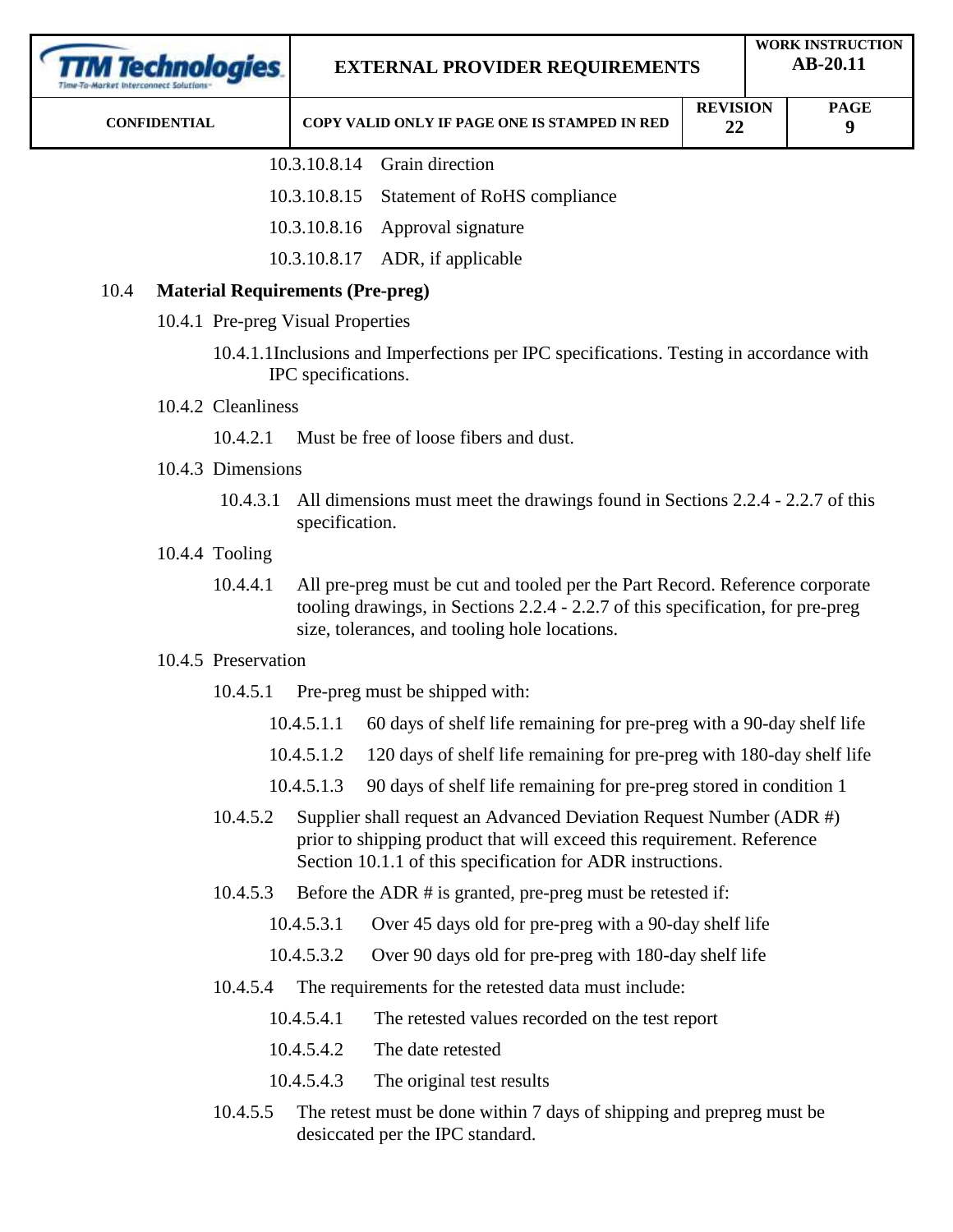10.3.10.8.14 Grain direction

10.3.10.8.15 Statement of RoHS compliance

10.3.10.8.16 Approval signature

10.3.10.8.17 ADR, if applicable

## 10.4 Material Requirements (Pre-preg)

10.4.1 Pre-preg Visual Properties

10.4.1.1 Inclusions and Imperfections per IPC specifications. Testing in accordance with IPC specifications.

10.4.2 Cleanliness

10.4.2.1 Must be free of loose fibers and dust.

10.4.3 Dimensions

10.4.3.1 All dimensions must meet the drawings found in Sections 2.2.4 - 2.2.7 of this specification.

10.4.4 Tooling

10.4.4.1 All pre-preg must be cut and tooled per the Part Record. Reference corporate tooling drawings, in Sections 2.2.4 - 2.2.7 of this specification, for pre-preg size, tolerances, and tooling hole locations.

10.4.5 Preservation

10.4.5.1 Pre-preg must be shipped with:

10.4.5.1.1 60 days of shelf life remaining for pre-preg with a 90-day shelf life

10.4.5.1.2 120 days of shelf life remaining for pre-preg with 180-day shelf life

10.4.5.1.3 90 days of shelf life remaining for pre-preg stored in condition 1

10.4.5.2 Supplier shall request an Advanced Deviation Request Number (ADR #) prior to shipping product that will exceed this requirement. Reference Section 10.1.1 of this specification for ADR instructions.

10.4.5.3 Before the ADR # is granted, pre-preg must be retested if:

10.4.5.3.1 Over 45 days old for pre-preg with a 90-day shelf life

10.4.5.3.2 Over 90 days old for pre-preg with 180-day shelf life

10.4.5.4 The requirements for the retested data must include:

10.4.5.4.1 The retested values recorded on the test report

10.4.5.4.2 The date retested

10.4.5.4.3 The original test results

10.4.5.5 The retest must be done within 7 days of shipping and prepreg must be desiccated per the IPC standard.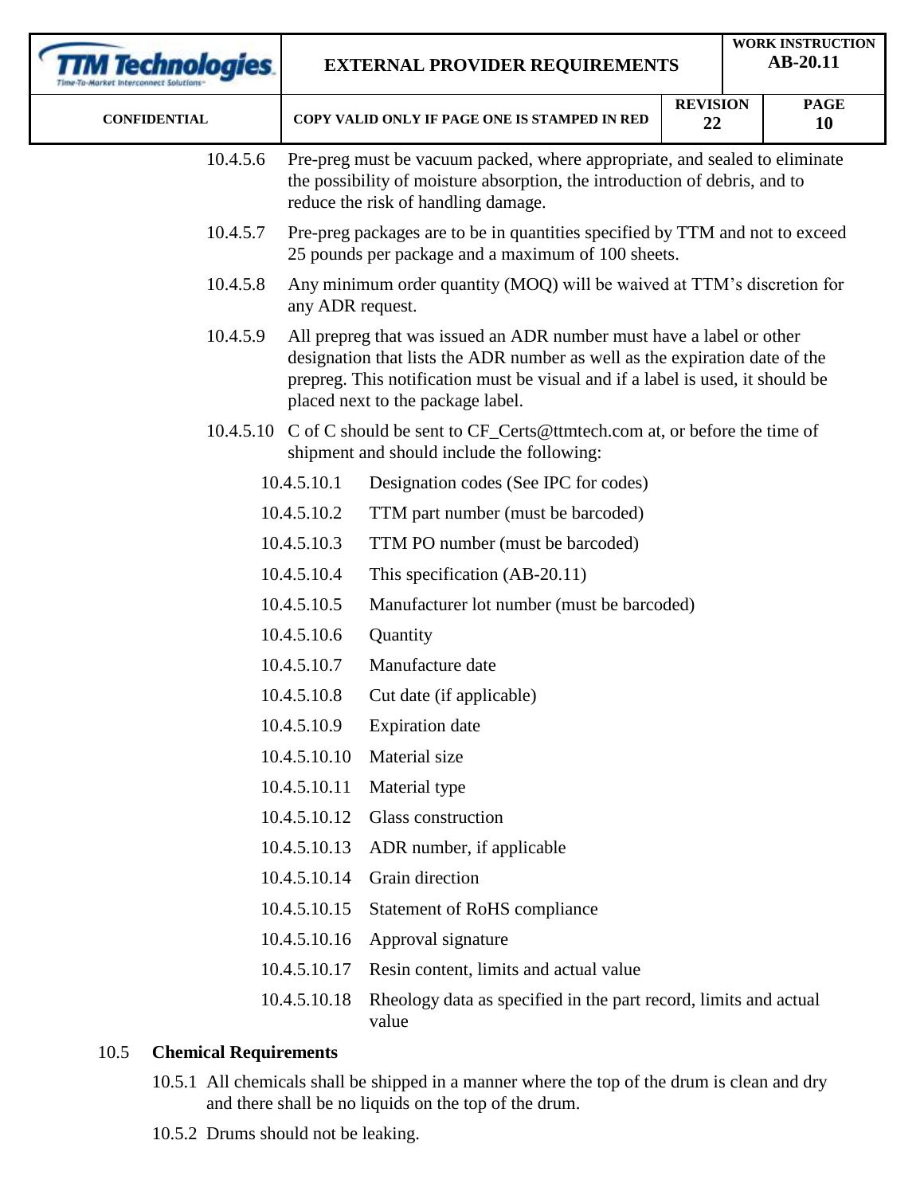10.4.5.6 Pre-preg must be vacuum packed, where appropriate, and sealed to eliminate the possibility of moisture absorption, the introduction of debris, and to reduce the risk of handling damage.

10.4.5.7 Pre-preg packages are to be in quantities specified by TTM and not to exceed 25 pounds per package and a maximum of 100 sheets.

10.4.5.8 Any minimum order quantity (MOQ) will be waived at TTM's discretion for any ADR request.

10.4.5.9 All prepreg that was issued an ADR number must have a label or other designation that lists the ADR number as well as the expiration date of the prepreg. This notification must be visual and if a label is used, it should be placed next to the package label.

10.4.5.10 C of C should be sent to CF_Certs@ttmtech.com at, or before the time of shipment and should include the following:

- 10.4.5.10.1 Designation codes (See IPC for codes)
- 10.4.5.10.2 TTM part number (must be barcoded)
- 10.4.5.10.3 TTM PO number (must be barcoded)
- 10.4.5.10.4 This specification (AB-20.11)
- 10.4.5.10.5 Manufacturer lot number (must be barcoded)
- 10.4.5.10.6 Quantity
- 10.4.5.10.7 Manufacture date
- 10.4.5.10.8 Cut date (if applicable)
- 10.4.5.10.9 Expiration date
- 10.4.5.10.10 Material size
- 10.4.5.10.11 Material type
- 10.4.5.10.12 Glass construction
- 10.4.5.10.13 ADR number, if applicable
- 10.4.5.10.14 Grain direction
- 10.4.5.10.15 Statement of RoHS compliance
- 10.4.5.10.16 Approval signature
- 10.4.5.10.17 Resin content, limits and actual value
- 10.4.5.10.18 Rheology data as specified in the part record, limits and actual value

## 10.5 Chemical Requirements

10.5.1 All chemicals shall be shipped in a manner where the top of the drum is clean and dry and there shall be no liquids on the top of the drum.

10.5.2 Drums should not be leaking.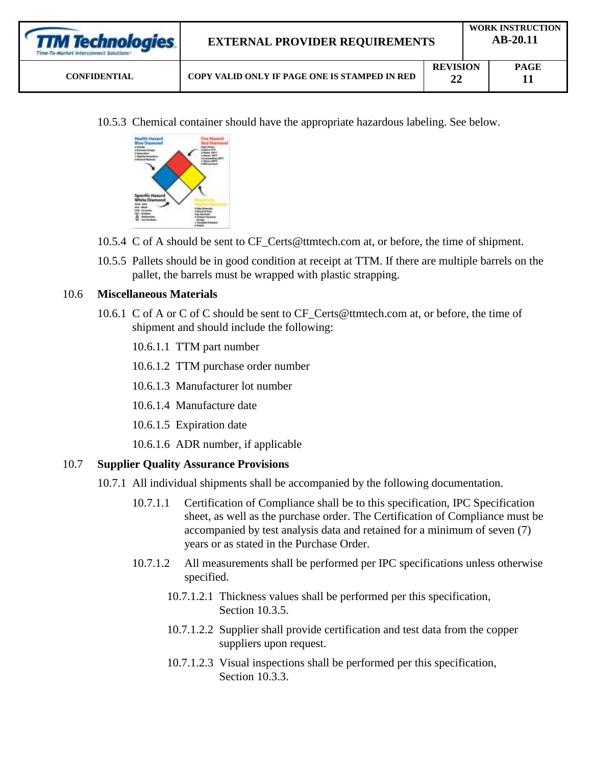10.5.3 Chemical container should have the appropriate hazardous labeling. See below.

10.5.4 C of A should be sent to CF_Certs@ttmtech.com at, or before, the time of shipment.

10.5.5 Pallets should be in good condition at receipt at TTM. If there are multiple barrels on the pallet, the barrels must be wrapped with plastic strapping.

## 10.6 Miscellaneous Materials

10.6.1 C of A or C of C should be sent to CF_Certs@ttmtech.com at, or before, the time of shipment and should include the following:

10.6.1.1 TTM part number

10.6.1.2 TTM purchase order number

10.6.1.3 Manufacturer lot number

10.6.1.4 Manufacture date

10.6.1.5 Expiration date

10.6.1.6 ADR number, if applicable

## 10.7 Supplier Quality Assurance Provisions

10.7.1 All individual shipments shall be accompanied by the following documentation.

10.7.1.1 Certification of Compliance shall be to this specification, IPC Specification sheet, as well as the purchase order. The Certification of Compliance must be accompanied by test analysis data and retained for a minimum of seven (7) years or as stated in the Purchase Order.

10.7.1.2 All measurements shall be performed per IPC specifications unless otherwise specified.

10.7.1.2.1 Thickness values shall be performed per this specification, Section 10.3.5.

10.7.1.2.2 Supplier shall provide certification and test data from the copper suppliers upon request.

10.7.1.2.3 Visual inspections shall be performed per this specification, Section 10.3.3.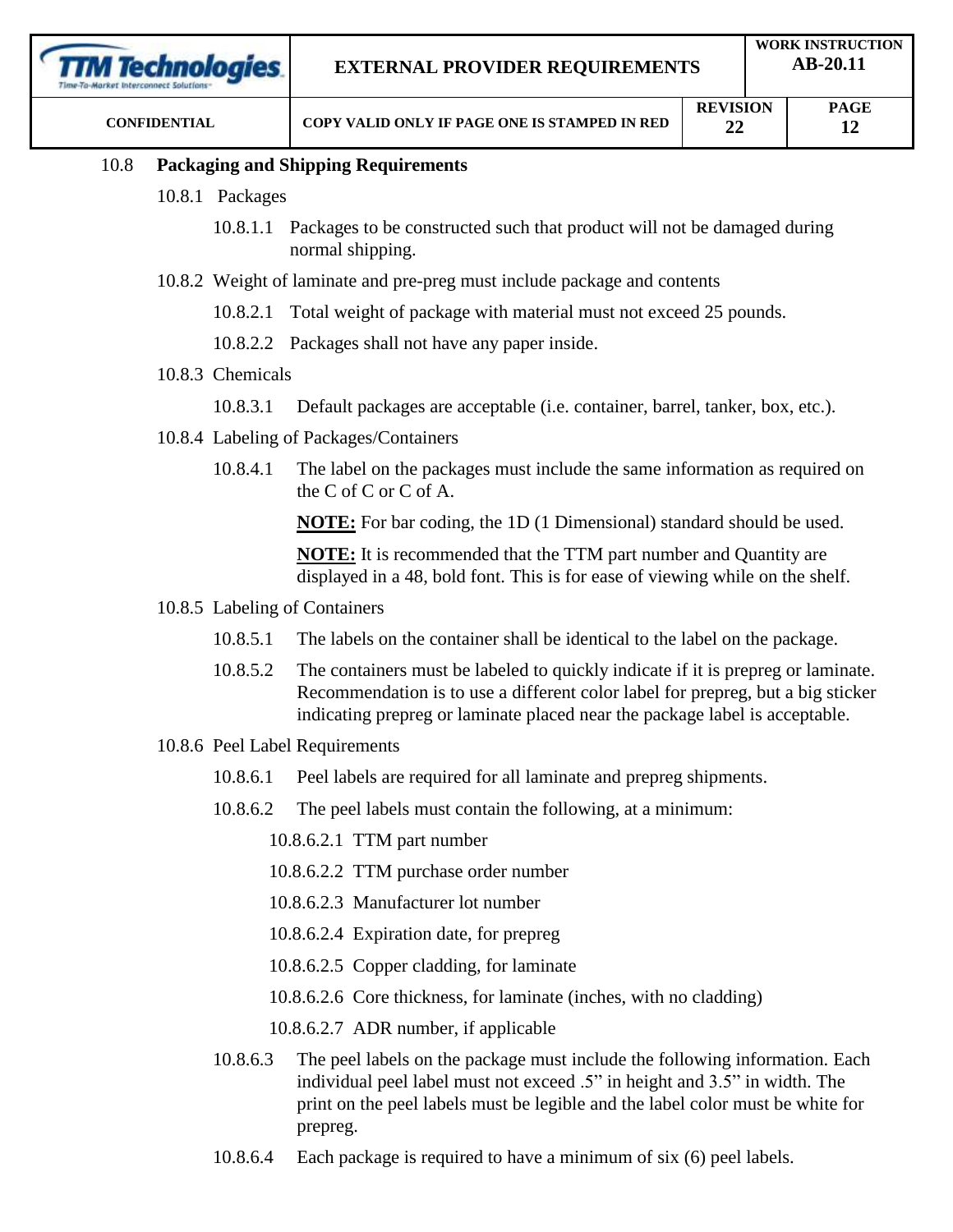## 10.8 Packaging and Shipping Requirements

10.8.1 Packages

10.8.1.1 Packages to be constructed such that product will not be damaged during normal shipping.

10.8.2 Weight of laminate and pre-preg must include package and contents

10.8.2.1 Total weight of package with material must not exceed 25 pounds.

10.8.2.2 Packages shall not have any paper inside.

10.8.3 Chemicals

10.8.3.1 Default packages are acceptable (i.e. container, barrel, tanker, box, etc.).

10.8.4 Labeling of Packages/Containers

10.8.4.1 The label on the packages must include the same information as required on the C of C or C of A.

**NOTE:** For bar coding, the 1D (1 Dimensional) standard should be used.

**NOTE:** It is recommended that the TTM part number and Quantity are displayed in a 48, bold font. This is for ease of viewing while on the shelf.

10.8.5 Labeling of Containers

10.8.5.1 The labels on the container shall be identical to the label on the package.

10.8.5.2 The containers must be labeled to quickly indicate if it is prepreg or laminate. Recommendation is to use a different color label for prepreg, but a big sticker indicating prepreg or laminate placed near the package label is acceptable.

10.8.6 Peel Label Requirements

10.8.6.1 Peel labels are required for all laminate and prepreg shipments.

10.8.6.2 The peel labels must contain the following, at a minimum:

10.8.6.2.1 TTM part number

10.8.6.2.2 TTM purchase order number

10.8.6.2.3 Manufacturer lot number

10.8.6.2.4 Expiration date, for prepreg

10.8.6.2.5 Copper cladding, for laminate

10.8.6.2.6 Core thickness, for laminate (inches, with no cladding)

10.8.6.2.7 ADR number, if applicable

10.8.6.3 The peel labels on the package must include the following information. Each individual peel label must not exceed .5” in height and 3.5” in width. The print on the peel labels must be legible and the label color must be white for prepreg.

10.8.6.4 Each package is required to have a minimum of six (6) peel labels.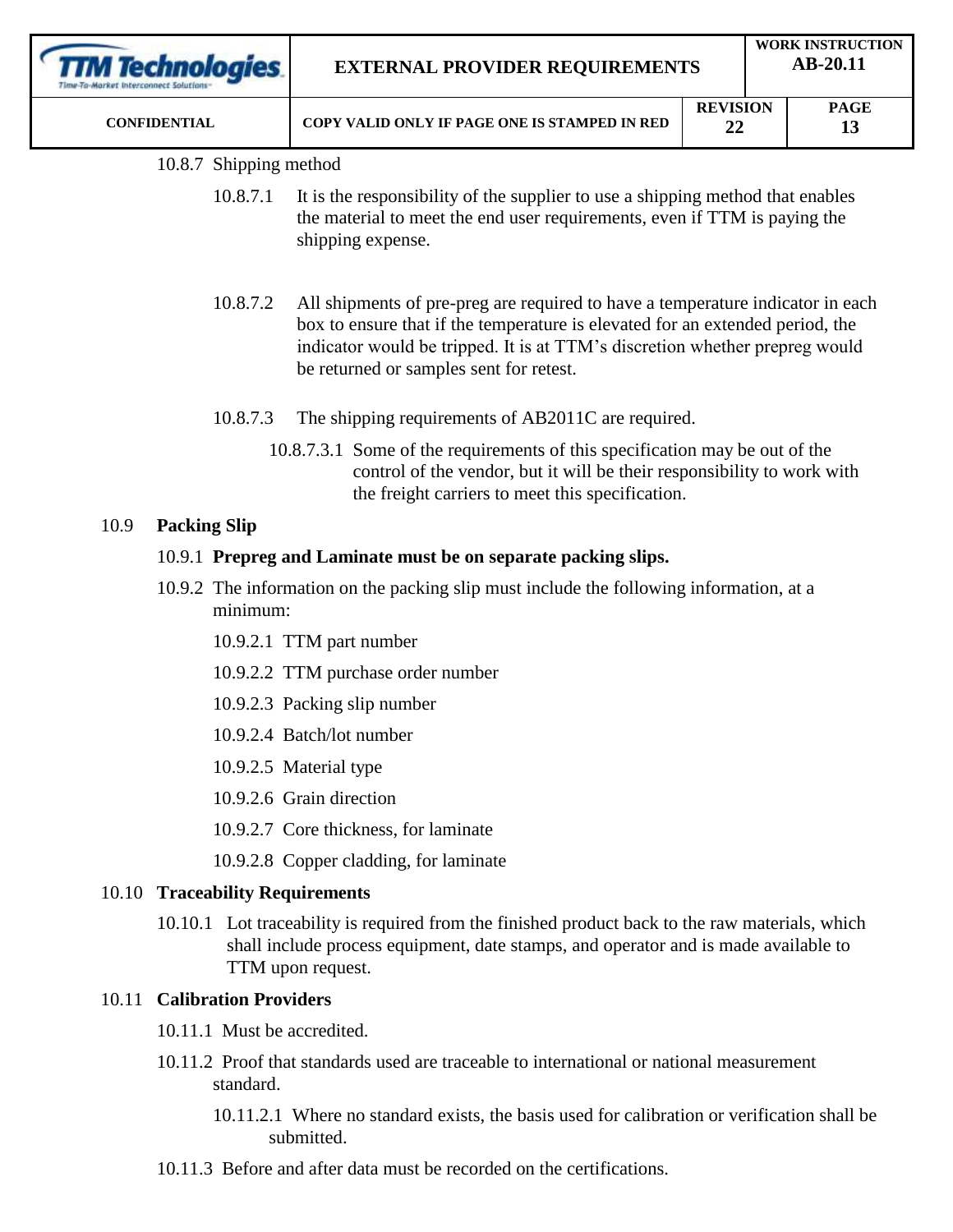10.8.7 Shipping method

10.8.7.1 It is the responsibility of the supplier to use a shipping method that enables the material to meet the end user requirements, even if TTM is paying the shipping expense.

10.8.7.2 All shipments of pre-preg are required to have a temperature indicator in each box to ensure that if the temperature is elevated for an extended period, the indicator would be tripped. It is at TTM's discretion whether prepreg would be returned or samples sent for retest.

10.8.7.3 The shipping requirements of AB2011C are required.

10.8.7.3.1 Some of the requirements of this specification may be out of the control of the vendor, but it will be their responsibility to work with the freight carriers to meet this specification.

## 10.9 Packing Slip

10.9.1 **Prepreg and Laminate must be on separate packing slips.**

10.9.2 The information on the packing slip must include the following information, at a minimum:

10.9.2.1 TTM part number

10.9.2.2 TTM purchase order number

10.9.2.3 Packing slip number

10.9.2.4 Batch/lot number

10.9.2.5 Material type

10.9.2.6 Grain direction

10.9.2.7 Core thickness, for laminate

10.9.2.8 Copper cladding, for laminate

## 10.10 Traceability Requirements

10.10.1 Lot traceability is required from the finished product back to the raw materials, which shall include process equipment, date stamps, and operator and is made available to TTM upon request.

## 10.11 Calibration Providers

10.11.1 Must be accredited.

10.11.2 Proof that standards used are traceable to international or national measurement standard.

10.11.2.1 Where no standard exists, the basis used for calibration or verification shall be submitted.

10.11.3 Before and after data must be recorded on the certifications.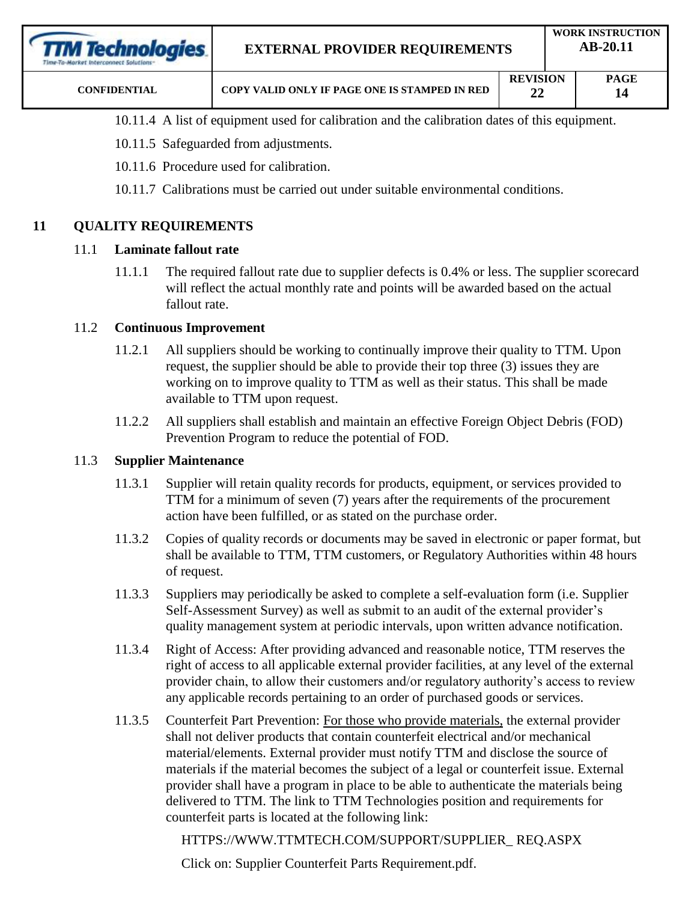10.11.4 A list of equipment used for calibration and the calibration dates of this equipment.

10.11.5 Safeguarded from adjustments.

10.11.6 Procedure used for calibration.

10.11.7 Calibrations must be carried out under suitable environmental conditions.

## 11 QUALITY REQUIREMENTS

### 11.1 Laminate fallout rate

11.1.1 The required fallout rate due to supplier defects is 0.4% or less. The supplier scorecard will reflect the actual monthly rate and points will be awarded based on the actual fallout rate.

### 11.2 Continuous Improvement

11.2.1 All suppliers should be working to continually improve their quality to TTM. Upon request, the supplier should be able to provide their top three (3) issues they are working on to improve quality to TTM as well as their status. This shall be made available to TTM upon request.

11.2.2 All suppliers shall establish and maintain an effective Foreign Object Debris (FOD) Prevention Program to reduce the potential of FOD.

### 11.3 Supplier Maintenance

11.3.1 Supplier will retain quality records for products, equipment, or services provided to TTM for a minimum of seven (7) years after the requirements of the procurement action have been fulfilled, or as stated on the purchase order.

11.3.2 Copies of quality records or documents may be saved in electronic or paper format, but shall be available to TTM, TTM customers, or Regulatory Authorities within 48 hours of request.

11.3.3 Suppliers may periodically be asked to complete a self-evaluation form (i.e. Supplier Self-Assessment Survey) as well as submit to an audit of the external provider's quality management system at periodic intervals, upon written advance notification.

11.3.4 Right of Access: After providing advanced and reasonable notice, TTM reserves the right of access to all applicable external provider facilities, at any level of the external provider chain, to allow their customers and/or regulatory authority's access to review any applicable records pertaining to an order of purchased goods or services.

11.3.5 Counterfeit Part Prevention: <u>For those who provide materials,</u> the external provider shall not deliver products that contain counterfeit electrical and/or mechanical material/elements. External provider must notify TTM and disclose the source of materials if the material becomes the subject of a legal or counterfeit issue. External provider shall have a program in place to be able to authenticate the materials being delivered to TTM. The link to TTM Technologies position and requirements for counterfeit parts is located at the following link:

HTTPS://WWW.TTMTECH.COM/SUPPORT/SUPPLIER_ REQ.ASPX

Click on: Supplier Counterfeit Parts Requirement.pdf.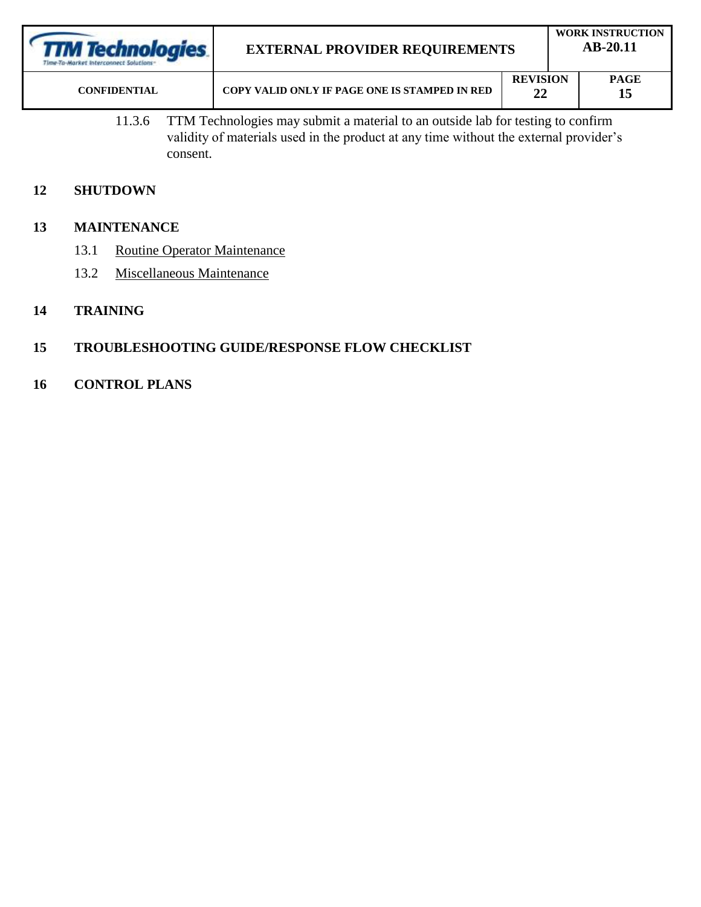11.3.6 TTM Technologies may submit a material to an outside lab for testing to confirm validity of materials used in the product at any time without the external provider's consent.

## 12 SHUTDOWN

## 13 MAINTENANCE

13.1 <u>Routine Operator Maintenance</u>

13.2 <u>Miscellaneous Maintenance</u>

## 14 TRAINING

## 15 TROUBLESHOOTING GUIDE/RESPONSE FLOW CHECKLIST

## 16 CONTROL PLANS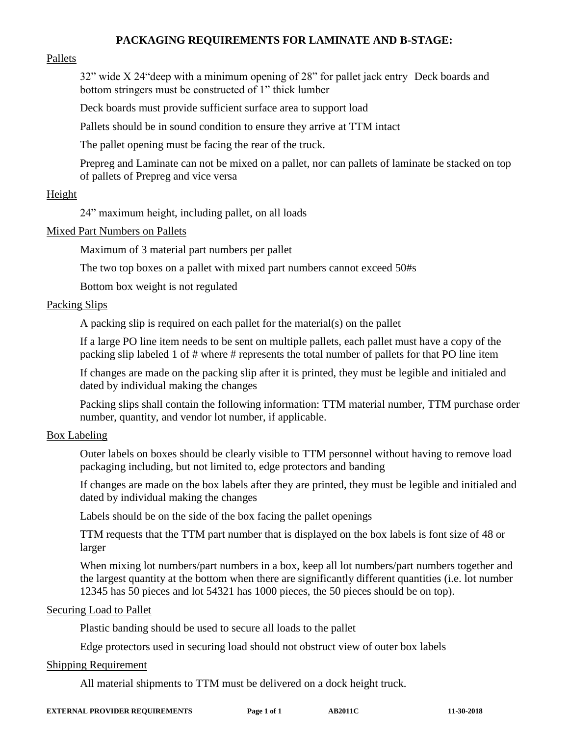## PACKAGING REQUIREMENTS FOR LAMINATE AND B-STAGE:

### Pallets

32” wide X 24“deep with a minimum opening of 28” for pallet jack entry Deck boards and bottom stringers must be constructed of 1” thick lumber

Deck boards must provide sufficient surface area to support load

Pallets should be in sound condition to ensure they arrive at TTM intact

The pallet opening must be facing the rear of the truck.

Prepreg and Laminate can not be mixed on a pallet, nor can pallets of laminate be stacked on top of pallets of Prepreg and vice versa

### Height

24” maximum height, including pallet, on all loads

### Mixed Part Numbers on Pallets

Maximum of 3 material part numbers per pallet

The two top boxes on a pallet with mixed part numbers cannot exceed 50#s

Bottom box weight is not regulated

### Packing Slips

A packing slip is required on each pallet for the material(s) on the pallet

If a large PO line item needs to be sent on multiple pallets, each pallet must have a copy of the packing slip labeled 1 of # where # represents the total number of pallets for that PO line item

If changes are made on the packing slip after it is printed, they must be legible and initialed and dated by individual making the changes

Packing slips shall contain the following information: TTM material number, TTM purchase order number, quantity, and vendor lot number, if applicable.

### Box Labeling

Outer labels on boxes should be clearly visible to TTM personnel without having to remove load packaging including, but not limited to, edge protectors and banding

If changes are made on the box labels after they are printed, they must be legible and initialed and dated by individual making the changes

Labels should be on the side of the box facing the pallet openings

TTM requests that the TTM part number that is displayed on the box labels is font size of 48 or larger

When mixing lot numbers/part numbers in a box, keep all lot numbers/part numbers together and the largest quantity at the bottom when there are significantly different quantities (i.e. lot number 12345 has 50 pieces and lot 54321 has 1000 pieces, the 50 pieces should be on top).

### Securing Load to Pallet

Plastic banding should be used to secure all loads to the pallet

Edge protectors used in securing load should not obstruct view of outer box labels

### Shipping Requirement

All material shipments to TTM must be delivered on a dock height truck.